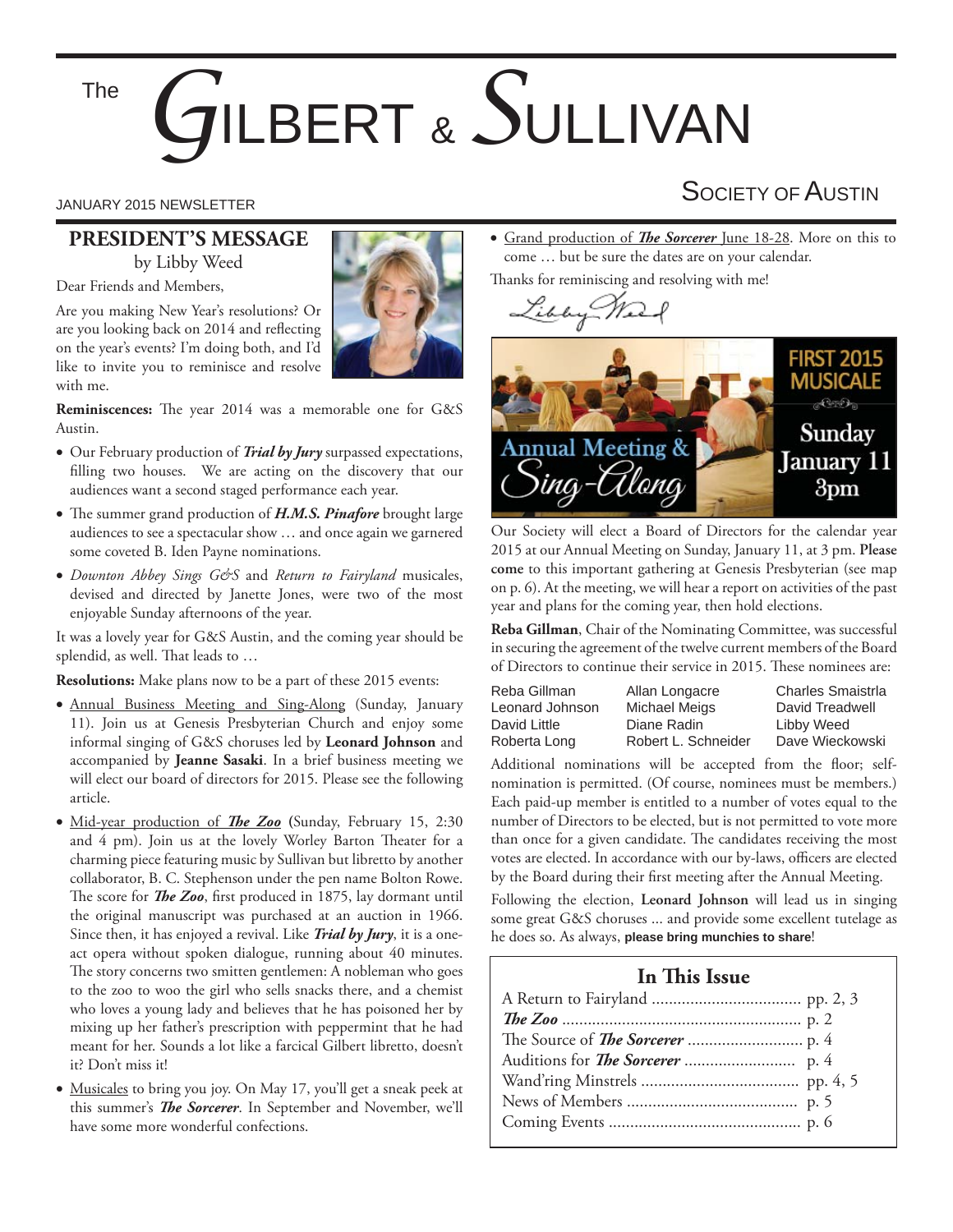# The GILBERT & SULLIVAN SOCIETY OF AUSTIN

JANUARY 2015 NEWSLETTER

## PRESIDENT'S MESSAGE

by Libby Weed

Dear Friends and Members,

Are you making New Year's resolutions? Or are you looking back on 2014 and reflecting on the year's events? I'm doing both, and I'd like to invite you to reminisce and resolve with me.

**Reminiscences:** The year 2014 was a memorable one for G&S Austin.

- Our February production of ***Trial by Jury*** surpassed expectations, filling two houses. We are acting on the discovery that our audiences want a second staged performance each year.
- The summer grand production of ***H.M.S. Pinafore*** brought large audiences to see a spectacular show … and once again we garnered some coveted B. Iden Payne nominations.
- *Downton Abbey Sings G&S* and *Return to Fairyland* musicales, devised and directed by Janette Jones, were two of the most enjoyable Sunday afternoons of the year.

It was a lovely year for G&S Austin, and the coming year should be splendid, as well. That leads to …

**Resolutions:** Make plans now to be a part of these 2015 events:

- Annual Business Meeting and Sing-Along (Sunday, January 11). Join us at Genesis Presbyterian Church and enjoy some informal singing of G&S choruses led by **Leonard Johnson** and accompanied by **Jeanne Sasaki**. In a brief business meeting we will elect our board of directors for 2015. Please see the following article.
- Mid-year production of ***The Zoo*** (Sunday, February 15, 2:30 and 4 pm). Join us at the lovely Worley Barton Theater for a charming piece featuring music by Sullivan but libretto by another collaborator, B. C. Stephenson under the pen name Bolton Rowe. The score for ***The Zoo***, first produced in 1875, lay dormant until the original manuscript was purchased at an auction in 1966. Since then, it has enjoyed a revival. Like ***Trial by Jury***, it is a one-act opera without spoken dialogue, running about 40 minutes. The story concerns two smitten gentlemen: A nobleman who goes to the zoo to woo the girl who sells snacks there, and a chemist who loves a young lady and believes that he has poisoned her by mixing up her father's prescription with peppermint that he had meant for her. Sounds a lot like a farcical Gilbert libretto, doesn't it? Don't miss it!
- Musicales to bring you joy. On May 17, you'll get a sneak peek at this summer's ***The Sorcerer***. In September and November, we'll have some more wonderful confections.
- Grand production of ***The Sorcerer*** June 18-28. More on this to come … but be sure the dates are on your calendar.

Thanks for reminiscing and resolving with me!

Libby Weed

FIRST 2015 MUSICALE

Annual Meeting & Sing-Along

Sunday January 11 3pm

Our Society will elect a Board of Directors for the calendar year 2015 at our Annual Meeting on Sunday, January 11, at 3 pm. **Please come** to this important gathering at Genesis Presbyterian (see map on p. 6). At the meeting, we will hear a report on activities of the past year and plans for the coming year, then hold elections.

**Reba Gillman**, Chair of the Nominating Committee, was successful in securing the agreement of the twelve current members of the Board of Directors to continue their service in 2015. These nominees are:

| | | |
|---|---|---|
| Reba Gillman | Allan Longacre | Charles Smaistrla |
| Leonard Johnson | Michael Meigs | David Treadwell |
| David Little | Diane Radin | Libby Weed |
| Roberta Long | Robert L. Schneider | Dave Wieckowski |

Additional nominations will be accepted from the floor; self-nomination is permitted. (Of course, nominees must be members.) Each paid-up member is entitled to a number of votes equal to the number of Directors to be elected, but is not permitted to vote more than once for a given candidate. The candidates receiving the most votes are elected. In accordance with our by-laws, officers are elected by the Board during their first meeting after the Annual Meeting.

Following the election, **Leonard Johnson** will lead us in singing some great G&S choruses ... and provide some excellent tutelage as he does so. As always, **please bring munchies to share**!

### In This Issue

- A Return to Fairyland ... pp. 2, 3
- ***The Zoo*** ... p. 2
- The Source of ***The Sorcerer*** ... p. 4
- Auditions for ***The Sorcerer*** ... p. 4
- Wand'ring Minstrels ... pp. 4, 5
- News of Members ... p. 5
- Coming Events ... p. 6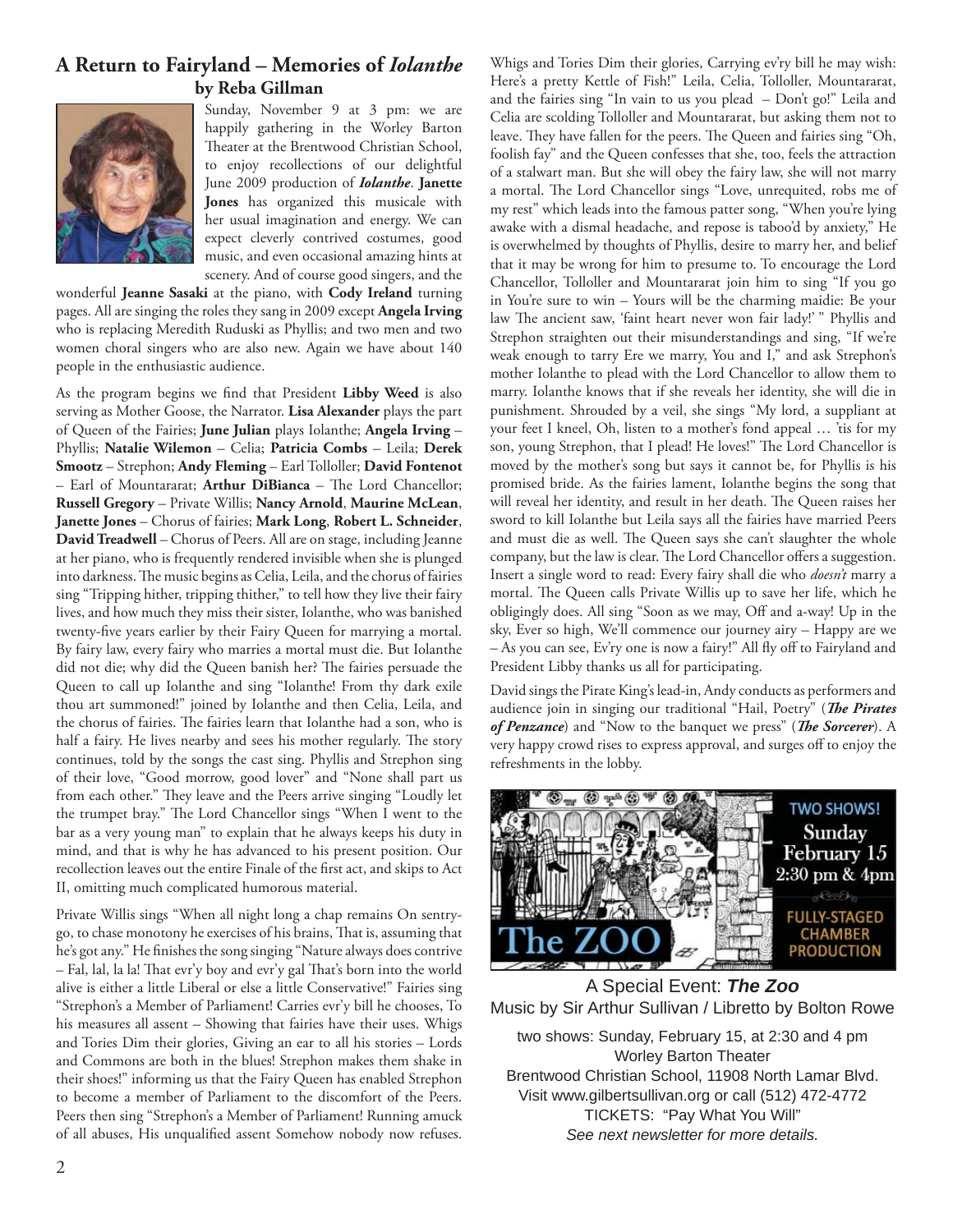## A Return to Fairyland – Memories of *Iolanthe*
### by Reba Gillman

Sunday, November 9 at 3 pm: we are happily gathering in the Worley Barton Theater at the Brentwood Christian School, to enjoy recollections of our delightful June 2009 production of ***Iolanthe***. **Janette Jones** has organized this musicale with her usual imagination and energy. We can expect cleverly contrived costumes, good music, and even occasional amazing hints at scenery. And of course good singers, and the wonderful **Jeanne Sasaki** at the piano, with **Cody Ireland** turning pages. All are singing the roles they sang in 2009 except **Angela Irving** who is replacing Meredith Ruduski as Phyllis; and two men and two women choral singers who are also new. Again we have about 140 people in the enthusiastic audience.

As the program begins we find that President **Libby Weed** is also serving as Mother Goose, the Narrator. **Lisa Alexander** plays the part of Queen of the Fairies; **June Julian** plays Iolanthe; **Angela Irving** – Phyllis; **Natalie Wilemon** – Celia; **Patricia Combs** – Leila; **Derek Smootz** – Strephon; **Andy Fleming** – Earl Tolloller; **David Fontenot** – Earl of Mountararat; **Arthur DiBianca** – The Lord Chancellor; **Russell Gregory** – Private Willis; **Nancy Arnold**, **Maurine McLean**, **Janette Jones** – Chorus of fairies; **Mark Long**, **Robert L. Schneider**, **David Treadwell** – Chorus of Peers. All are on stage, including Jeanne at her piano, who is frequently rendered invisible when she is plunged into darkness. The music begins as Celia, Leila, and the chorus of fairies sing "Tripping hither, tripping thither," to tell how they live their fairy lives, and how much they miss their sister, Iolanthe, who was banished twenty-five years earlier by their Fairy Queen for marrying a mortal. By fairy law, every fairy who marries a mortal must die. But Iolanthe did not die; why did the Queen banish her? The fairies persuade the Queen to call up Iolanthe and sing "Iolanthe! From thy dark exile thou art summoned!" joined by Iolanthe and then Celia, Leila, and the chorus of fairies. The fairies learn that Iolanthe had a son, who is half a fairy. He lives nearby and sees his mother regularly. The story continues, told by the songs the cast sing. Phyllis and Strephon sing of their love, "Good morrow, good lover" and "None shall part us from each other." They leave and the Peers arrive singing "Loudly let the trumpet bray." The Lord Chancellor sings "When I went to the bar as a very young man" to explain that he always keeps his duty in mind, and that is why he has advanced to his present position. Our recollection leaves out the entire Finale of the first act, and skips to Act II, omitting much complicated humorous material.

Private Willis sings "When all night long a chap remains On sentry-go, to chase monotony he exercises of his brains, That is, assuming that he's got any." He finishes the song singing "Nature always does contrive – Fal, lal, la la! That evr'y boy and evr'y gal That's born into the world alive is either a little Liberal or else a little Conservative!" Fairies sing "Strephon's a Member of Parliament! Carries evr'y bill he chooses, To his measures all assent – Showing that fairies have their uses. Whigs and Tories Dim their glories, Giving an ear to all his stories – Lords and Commons are both in the blues! Strephon makes them shake in their shoes!" informing us that the Fairy Queen has enabled Strephon to become a member of Parliament to the discomfort of the Peers. Peers then sing "Strephon's a Member of Parliament! Running amuck of all abuses, His unqualified assent Somehow nobody now refuses. Whigs and Tories Dim their glories, Carrying ev'ry bill he may wish: Here's a pretty Kettle of Fish!" Leila, Celia, Tolloller, Mountararat, and the fairies sing "In vain to us you plead – Don't go!" Leila and Celia are scolding Tolloller and Mountararat, but asking them not to leave. They have fallen for the peers. The Queen and fairies sing "Oh, foolish fay" and the Queen confesses that she, too, feels the attraction of a stalwart man. But she will obey the fairy law, she will not marry a mortal. The Lord Chancellor sings "Love, unrequited, robs me of my rest" which leads into the famous patter song, "When you're lying awake with a dismal headache, and repose is taboo'd by anxiety," He is overwhelmed by thoughts of Phyllis, desire to marry her, and belief that it may be wrong for him to presume to. To encourage the Lord Chancellor, Tolloller and Mountararat join him to sing "If you go in You're sure to win – Yours will be the charming maidie: Be your law The ancient saw, 'faint heart never won fair lady!' " Phyllis and Strephon straighten out their misunderstandings and sing, "If we're weak enough to tarry Ere we marry, You and I," and ask Strephon's mother Iolanthe to plead with the Lord Chancellor to allow them to marry. Iolanthe knows that if she reveals her identity, she will die in punishment. Shrouded by a veil, she sings "My lord, a suppliant at your feet I kneel, Oh, listen to a mother's fond appeal … 'tis for my son, young Strephon, that I plead! He loves!" The Lord Chancellor is moved by the mother's song but says it cannot be, for Phyllis is his promised bride. As the fairies lament, Iolanthe begins the song that will reveal her identity, and result in her death. The Queen raises her sword to kill Iolanthe but Leila says all the fairies have married Peers and must die as well. The Queen says she can't slaughter the whole company, but the law is clear. The Lord Chancellor offers a suggestion. Insert a single word to read: Every fairy shall die who *doesn't* marry a mortal. The Queen calls Private Willis up to save her life, which he obligingly does. All sing "Soon as we may, Off and a-way! Up in the sky, Ever so high, We'll commence our journey airy – Happy are we – As you can see, Ev'ry one is now a fairy!" All fly off to Fairyland and President Libby thanks us all for participating.

David sings the Pirate King's lead-in, Andy conducts as performers and audience join in singing our traditional "Hail, Poetry" (***The Pirates of Penzance***) and "Now to the banquet we press" (***The Sorcerer***). A very happy crowd rises to express approval, and surges off to enjoy the refreshments in the lobby.

---

**The ZOO** — TWO SHOWS! Sunday February 15, 2:30 pm & 4pm — FULLY-STAGED CHAMBER PRODUCTION

A Special Event: ***The Zoo***
Music by Sir Arthur Sullivan / Libretto by Bolton Rowe

two shows: Sunday, February 15, at 2:30 and 4 pm
Worley Barton Theater
Brentwood Christian School, 11908 North Lamar Blvd.
Visit www.gilbertsullivan.org or call (512) 472-4772
TICKETS: "Pay What You Will"
*See next newsletter for more details.*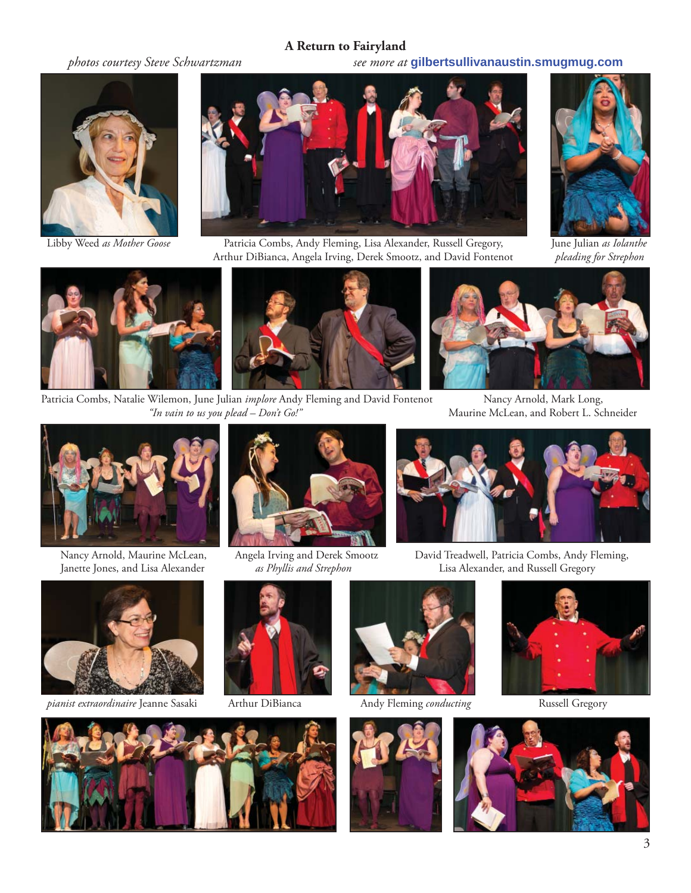## A Return to Fairyland

*photos courtesy Steve Schwartzman* *see more at* **gilbertsullivanaustin.smugmug.com**

Libby Weed *as Mother Goose*

Patricia Combs, Andy Fleming, Lisa Alexander, Russell Gregory, Arthur DiBianca, Angela Irving, Derek Smootz, and David Fontenot

June Julian *as Iolanthe pleading for Strephon*

Patricia Combs, Natalie Wilemon, June Julian *implore* Andy Fleming and David Fontenot
*"In vain to us you plead – Don't Go!"*

Nancy Arnold, Mark Long, Maurine McLean, and Robert L. Schneider

Nancy Arnold, Maurine McLean, Janette Jones, and Lisa Alexander

Angela Irving and Derek Smootz *as Phyllis and Strephon*

David Treadwell, Patricia Combs, Andy Fleming, Lisa Alexander, and Russell Gregory

*pianist extraordinaire* Jeanne Sasaki

Arthur DiBianca

Andy Fleming *conducting*

Russell Gregory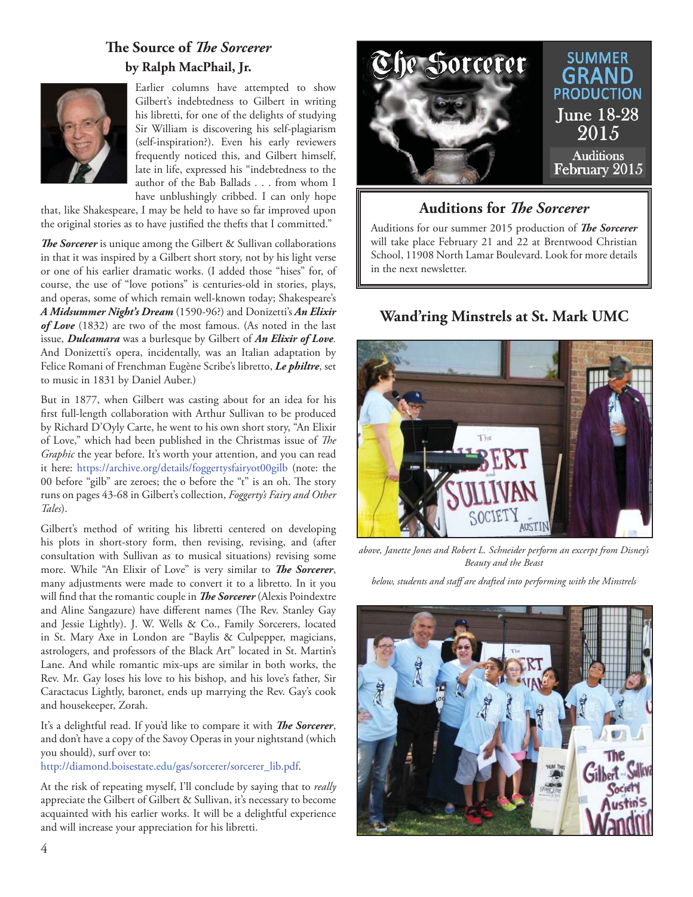## The Source of *The Sorcerer*

### by Ralph MacPhail, Jr.

Earlier columns have attempted to show Gilbert's indebtedness to Gilbert in writing his libretti, for one of the delights of studying Sir William is discovering his self-plagiarism (self-inspiration?). Even his early reviewers frequently noticed this, and Gilbert himself, late in life, expressed his "indebtedness to the author of the Bab Ballads . . . from whom I have unblushingly cribbed. I can only hope that, like Shakespeare, I may be held to have so far improved upon the original stories as to have justified the thefts that I committed."

***The Sorcerer*** is unique among the Gilbert & Sullivan collaborations in that it was inspired by a Gilbert short story, not by his light verse or one of his earlier dramatic works. (I added those "hises" for, of course, the use of "love potions" is centuries-old in stories, plays, and operas, some of which remain well-known today; Shakespeare's ***A Midsummer Night's Dream*** (1590-96?) and Donizetti's ***An Elixir of Love*** (1832) are two of the most famous. (As noted in the last issue, ***Dulcamara*** was a burlesque by Gilbert of ***An Elixir of Love***. And Donizetti's opera, incidentally, was an Italian adaptation by Felice Romani of Frenchman Eugène Scribe's libretto, ***Le philtre***, set to music in 1831 by Daniel Auber.)

But in 1877, when Gilbert was casting about for an idea for his first full-length collaboration with Arthur Sullivan to be produced by Richard D'Oyly Carte, he went to his own short story, "An Elixir of Love," which had been published in the Christmas issue of *The Graphic* the year before. It's worth your attention, and you can read it here: https://archive.org/details/foggertysfairyot00gilb (note: the 00 before "gilb" are zeroes; the o before the "t" is an oh. The story runs on pages 43-68 in Gilbert's collection, *Foggerty's Fairy and Other Tales*).

Gilbert's method of writing his libretti centered on developing his plots in short-story form, then revising, revising, and (after consultation with Sullivan as to musical situations) revising some more. While "An Elixir of Love" is very similar to ***The Sorcerer***, many adjustments were made to convert it to a libretto. In it you will find that the romantic couple in ***The Sorcerer*** (Alexis Poindextre and Aline Sangazure) have different names (The Rev. Stanley Gay and Jessie Lightly). J. W. Wells & Co., Family Sorcerers, located in St. Mary Axe in London are "Baylis & Culpepper, magicians, astrologers, and professors of the Black Art" located in St. Martin's Lane. And while romantic mix-ups are similar in both works, the Rev. Mr. Gay loses his love to his bishop, and his love's father, Sir Caractacus Lightly, baronet, ends up marrying the Rev. Gay's cook and housekeeper, Zorah.

It's a delightful read. If you'd like to compare it with ***The Sorcerer***, and don't have a copy of the Savoy Operas in your nightstand (which you should), surf over to:
http://diamond.boisestate.edu/gas/sorcerer/sorcerer_lib.pdf.

At the risk of repeating myself, I'll conclude by saying that to *really* appreciate the Gilbert of Gilbert & Sullivan, it's necessary to become acquainted with his earlier works. It will be a delightful experience and will increase your appreciation for his libretti.

**The Sorcerer**

**SUMMER GRAND PRODUCTION**

**June 18-28 2015**

**Auditions February 2015**

## Auditions for *The Sorcerer*

Auditions for our summer 2015 production of ***The Sorcerer*** will take place February 21 and 22 at Brentwood Christian School, 11908 North Lamar Boulevard. Look for more details in the next newsletter.

## Wand'ring Minstrels at St. Mark UMC

*above, Janette Jones and Robert L. Schneider perform an excerpt from Disney's Beauty and the Beast*

*below, students and staff are drafted into performing with the Minstrels*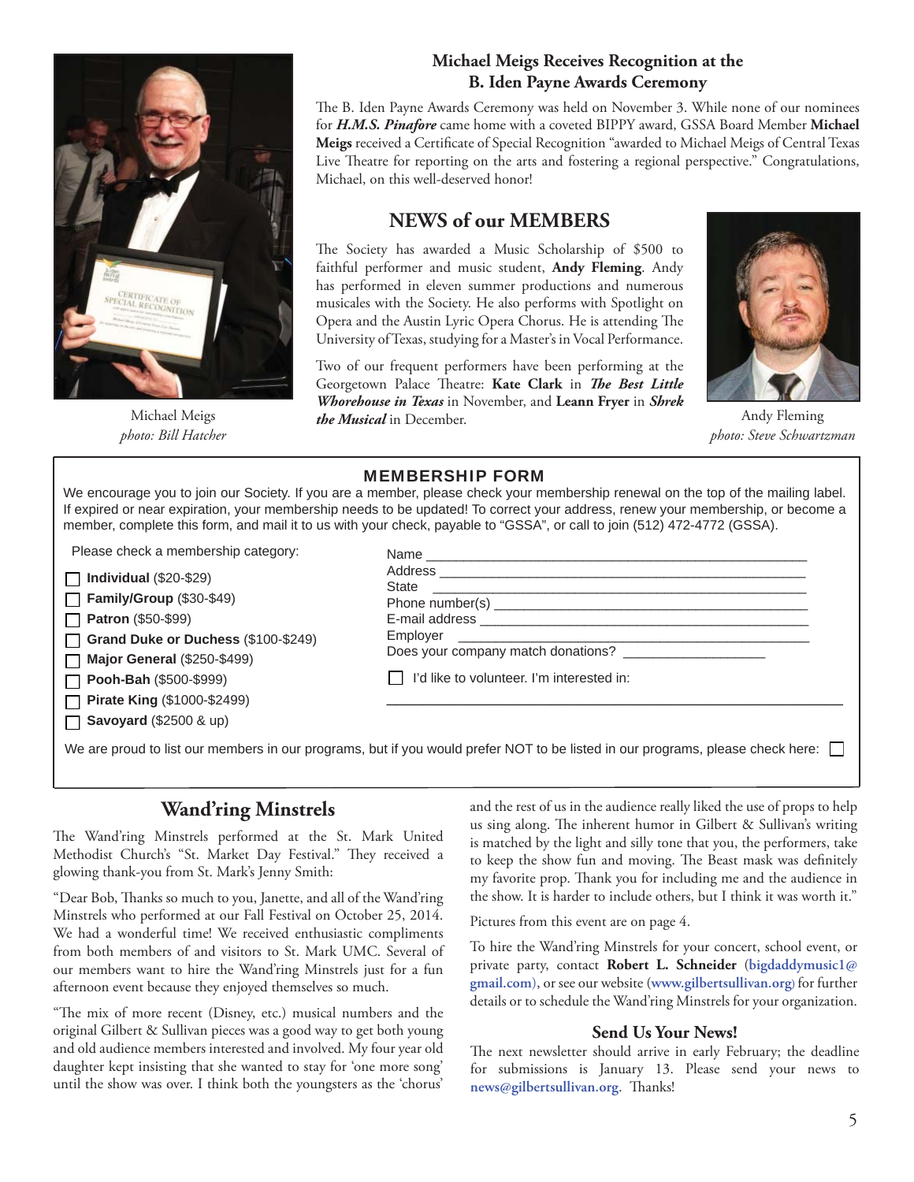Michael Meigs
*photo: Bill Hatcher*

## Michael Meigs Receives Recognition at the B. Iden Payne Awards Ceremony

The B. Iden Payne Awards Ceremony was held on November 3. While none of our nominees for ***H.M.S. Pinafore*** came home with a coveted BIPPY award, GSSA Board Member **Michael Meigs** received a Certificate of Special Recognition "awarded to Michael Meigs of Central Texas Live Theatre for reporting on the arts and fostering a regional perspective." Congratulations, Michael, on this well-deserved honor!

## NEWS of our MEMBERS

The Society has awarded a Music Scholarship of $500 to faithful performer and music student, **Andy Fleming**. Andy has performed in eleven summer productions and numerous musicales with the Society. He also performs with Spotlight on Opera and the Austin Lyric Opera Chorus. He is attending The University of Texas, studying for a Master's in Vocal Performance.

Two of our frequent performers have been performing at the Georgetown Palace Theatre: **Kate Clark** in ***The Best Little Whorehouse in Texas*** in November, and **Leann Fryer** in ***Shrek the Musical*** in December.

Andy Fleming
*photo: Steve Schwartzman*

## MEMBERSHIP FORM

We encourage you to join our Society. If you are a member, please check your membership renewal on the top of the mailing label. If expired or near expiration, your membership needs to be updated! To correct your address, renew your membership, or become a member, complete this form, and mail it to us with your check, payable to "GSSA", or call to join (512) 472-4772 (GSSA).

Please check a membership category:

- ☐ **Individual** ($20-$29)
- ☐ **Family/Group** ($30-$49)
- ☐ **Patron** ($50-$99)
- ☐ **Grand Duke or Duchess** ($100-$249)
- ☐ **Major General** ($250-$499)
- ☐ **Pooh-Bah** ($500-$999)
- ☐ **Pirate King** ($1000-$2499)
- ☐ **Savoyard** ($2500 & up)

Name ______________________________________________

Address ____________________________________________

State ______________________________________________

Phone number(s) _____________________________________

E-mail address _______________________________________

Employer ___________________________________________

Does company match donations? __________________

☐ I'd like to volunteer. I'm interested in:

____________________________________________________

We are proud to list our members in our programs, but if you would prefer NOT to be listed in our programs, please check here: ☐

## Wand'ring Minstrels

The Wand'ring Minstrels performed at the St. Mark United Methodist Church's "St. Market Day Festival." They received a glowing thank-you from St. Mark's Jenny Smith:

"Dear Bob, Thanks so much to you, Janette, and all of the Wand'ring Minstrels who performed at our Fall Festival on October 25, 2014. We had a wonderful time! We received enthusiastic compliments from both members of and visitors to St. Mark UMC. Several of our members want to hire the Wand'ring Minstrels just for a fun afternoon event because they enjoyed themselves so much.

"The mix of more recent (Disney, etc.) musical numbers and the original Gilbert & Sullivan pieces was a good way to get both young and old audience members interested and involved. My four year old daughter kept insisting that she wanted to stay for 'one more song' until the show was over. I think both the youngsters as the 'chorus' and the rest of us in the audience really liked the use of props to help us sing along. The inherent humor in Gilbert & Sullivan's writing is matched by the light and silly tone that you, the performers, take to keep the show fun and moving. The Beast mask was definitely my favorite prop. Thank you for including me and the audience in the show. It is harder to include others, but I think it was worth it."

Pictures from this event are on page 4.

To hire the Wand'ring Minstrels for your concert, school event, or private party, contact **Robert L. Schneider** (**bigdaddymusic1@gmail.com**), or see our website (**www.gilbertsullivan.org**) for further details or to schedule the Wand'ring Minstrels for your organization.

### Send Us Your News!

The next newsletter should arrive in early February; the deadline for submissions is January 13. Please send your news to **news@gilbertsullivan.org**. Thanks!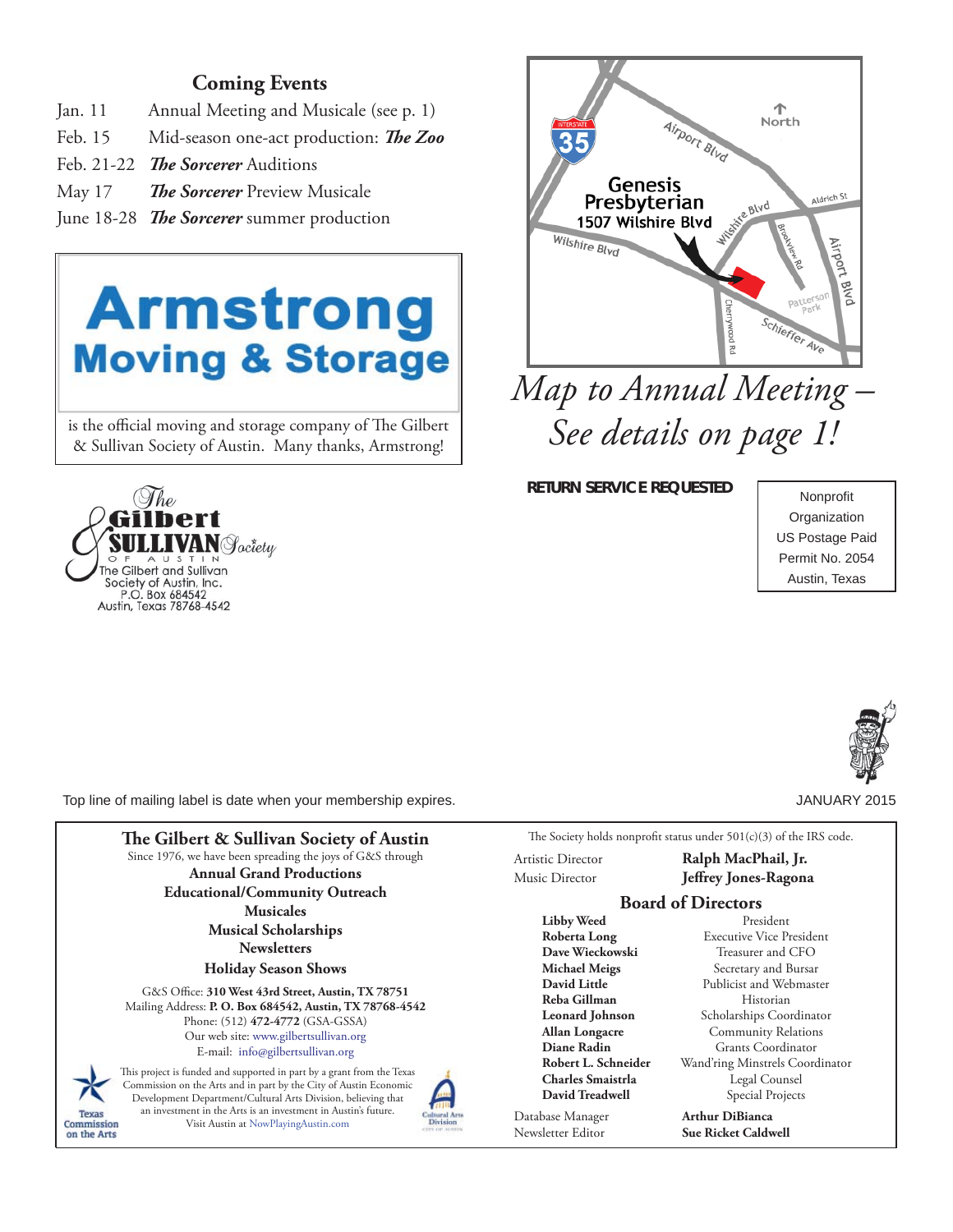## Coming Events

| | |
|---|---|
| Jan. 11 | Annual Meeting and Musicale (see p. 1) |
| Feb. 15 | Mid-season one-act production: ***The Zoo*** |
| Feb. 21-22 | ***The Sorcerer*** Auditions |
| May 17 | ***The Sorcerer*** Preview Musicale |
| June 18-28 | ***The Sorcerer*** summer production |

**Armstrong Moving & Storage**

is the official moving and storage company of The Gilbert & Sullivan Society of Austin. Many thanks, Armstrong!

The Gilbert & Sullivan Society of Austin

The Gilbert and Sullivan Society of Austin, Inc.
P.O. Box 684542
Austin, Texas 78768-4542

Interstate 35
Airport Blvd
North
Genesis Presbyterian
1507 Wilshire Blvd
Wilshire Blvd
Aldrich St
Brookview Rd
Airport Blvd
Patterson Park
Cherrywood Rd
Schieffer Ave

*Map to Annual Meeting – See details on page 1!*

**RETURN SERVICE REQUESTED**

Nonprofit Organization
US Postage Paid
Permit No. 2054
Austin, Texas

Top line of mailing label is date when your membership expires.

JANUARY 2015

### The Gilbert & Sullivan Society of Austin

Since 1976, we have been spreading the joys of G&S through

**Annual Grand Productions**
**Educational/Community Outreach**
**Musicales**
**Musical Scholarships**
**Newsletters**
**Holiday Season Shows**

G&S Office: **310 West 43rd Street, Austin, TX 78751**
Mailing Address: **P. O. Box 684542, Austin, TX 78768-4542**
Phone: (512) **472-4772** (GSA-GSSA)
Our web site: www.gilbertsullivan.org
E-mail: info@gilbertsullivan.org

This project is funded and supported in part by a grant from the Texas Commission on the Arts and in part by the City of Austin Economic Development Department/Cultural Arts Division, believing that an investment in the Arts is an investment in Austin's future. Visit Austin at NowPlayingAustin.com

Texas Commission on the Arts

Cultural Arts Division, City of Austin

The Society holds nonprofit status under 501(c)(3) of the IRS code.

| | |
|---|---|
| Artistic Director | **Ralph MacPhail, Jr.** |
| Music Director | **Jeffrey Jones-Ragona** |

### Board of Directors

| | |
|---|---|
| **Libby Weed** | President |
| **Roberta Long** | Executive Vice President |
| **Dave Wieckowski** | Treasurer and CFO |
| **Michael Meigs** | Secretary and Bursar |
| **David Little** | Publicist and Webmaster |
| **Reba Gillman** | Historian |
| **Leonard Johnson** | Scholarships Coordinator |
| **Allan Longacre** | Community Relations |
| **Diane Radin** | Grants Coordinator |
| **Robert L. Schneider** | Wand'ring Minstrels Coordinator |
| **Charles Smaistrla** | Legal Counsel |
| **David Treadwell** | Special Projects |

| | |
|---|---|
| Database Manager | **Arthur DiBianca** |
| Newsletter Editor | **Sue Ricket Caldwell** |